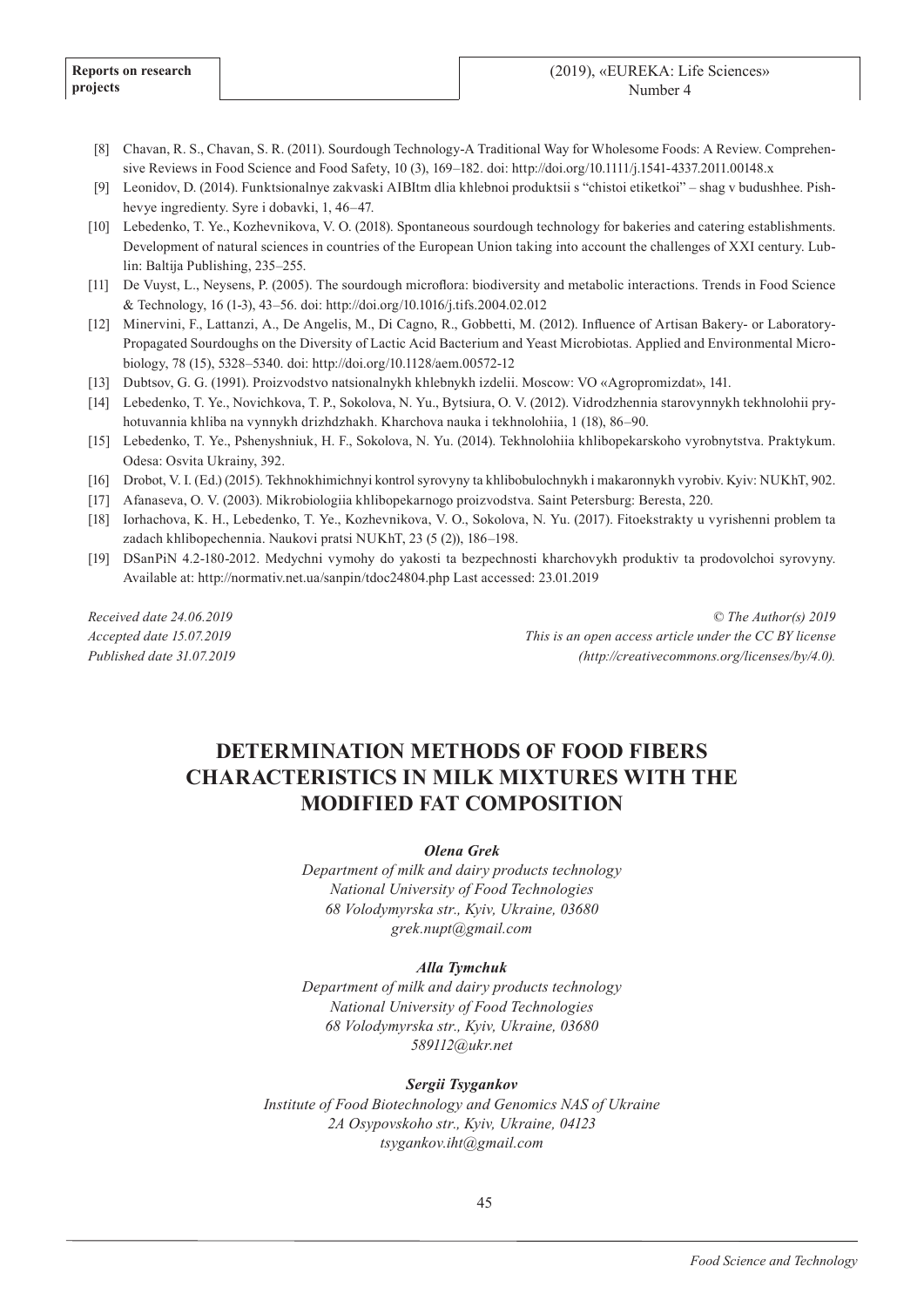[8] Chavan, R. S., Chavan, S. R. (2011). Sourdough Technology-A Traditional Way for Wholesome Foods: A Review. Comprehensive Reviews in Food Science and Food Safety, 10 (3), 169–182. doi: http://doi.org/10.1111/j.1541-4337.2011.00148.x

[9] Leonidov, D. (2014). Funktsionalnye zakvaski AIBItm dlia khlebnoi produktsii s "chistoi etiketkoi" – shag v budushhee. Pishhevye ingredienty. Syre i dobavki, 1, 46–47.

[10] Lebedenko, T. Ye., Kozhevnikova, V. O. (2018). Spontaneous sourdough technology for bakeries and catering establishments. Development of natural sciences in countries of the European Union taking into account the challenges of XXI century. Lublin: Baltija Publishing, 235–255.

[11] De Vuyst, L., Neysens, P. (2005). The sourdough microflora: biodiversity and metabolic interactions. Trends in Food Science & Technology, 16 (1-3), 43–56. doi: http://doi.org/10.1016/j.tifs.2004.02.012

[12] Minervini, F., Lattanzi, A., De Angelis, M., Di Cagno, R., Gobbetti, M. (2012). Influence of Artisan Bakery- or Laboratory-Propagated Sourdoughs on the Diversity of Lactic Acid Bacterium and Yeast Microbiotas. Applied and Environmental Microbiology, 78 (15), 5328–5340. doi: http://doi.org/10.1128/aem.00572-12

[13] Dubtsov, G. G. (1991). Proizvodstvo natsionalnykh khlebnykh izdelii. Moscow: VO «Agropromizdat», 141.

[14] Lebedenko, T. Ye., Novichkova, T. P., Sokolova, N. Yu., Bytsiura, O. V. (2012). Vidrodzhennia starovynnykh tekhnolohii pryhotuvannia khliba na vynnykh drizhdzhakh. Kharchova nauka i tekhnolohiia, 1 (18), 86–90.

[15] Lebedenko, T. Ye., Pshenyshniuk, H. F., Sokolova, N. Yu. (2014). Tekhnolohiia khlibopekarskoho vyrobnytstva. Praktykum. Odesa: Osvita Ukrainy, 392.

[16] Drobot, V. I. (Ed.) (2015). Tekhnokhimichnyi kontrol syrovyny ta khlibobulochnykh i makaronnykh vyrobiv. Kyiv: NUKhT, 902.

[17] Afanaseva, O. V. (2003). Mikrobiologiia khlibopekarnogo proizvodstva. Saint Petersburg: Beresta, 220.

[18] Iorhachova, K. H., Lebedenko, T. Ye., Kozhevnikova, V. O., Sokolova, N. Yu. (2017). Fitoekstrakty u vyrishenni problem ta zadach khlibopechennia. Naukovi pratsi NUKhT, 23 (5 (2)), 186–198.

[19] DSanPiN 4.2-180-2012. Medychni vymohy do yakosti ta bezpechnosti kharchovykh produktiv ta prodovolchoi syrovyny. Available at: http://normativ.net.ua/sanpin/tdoc24804.php Last accessed: 23.01.2019

*Received date 24.06.2019*
*Accepted date 15.07.2019*
*Published date 31.07.2019*

*© The Author(s) 2019*
*This is an open access article under the CC BY license (http://creativecommons.org/licenses/by/4.0).*

# DETERMINATION METHODS OF FOOD FIBERS CHARACTERISTICS IN MILK MIXTURES WITH THE MODIFIED FAT COMPOSITION

***Olena Grek***
*Department of milk and dairy products technology*
*National University of Food Technologies*
*68 Volodymyrska str., Kyiv, Ukraine, 03680*
*grek.nupt@gmail.com*

***Alla Tymchuk***
*Department of milk and dairy products technology*
*National University of Food Technologies*
*68 Volodymyrska str., Kyiv, Ukraine, 03680*
*589112@ukr.net*

***Sergii Tsygankov***
*Institute of Food Biotechnology and Genomics NAS of Ukraine*
*2A Osypovskoho str., Kyiv, Ukraine, 04123*
*tsygankov.iht@gmail.com*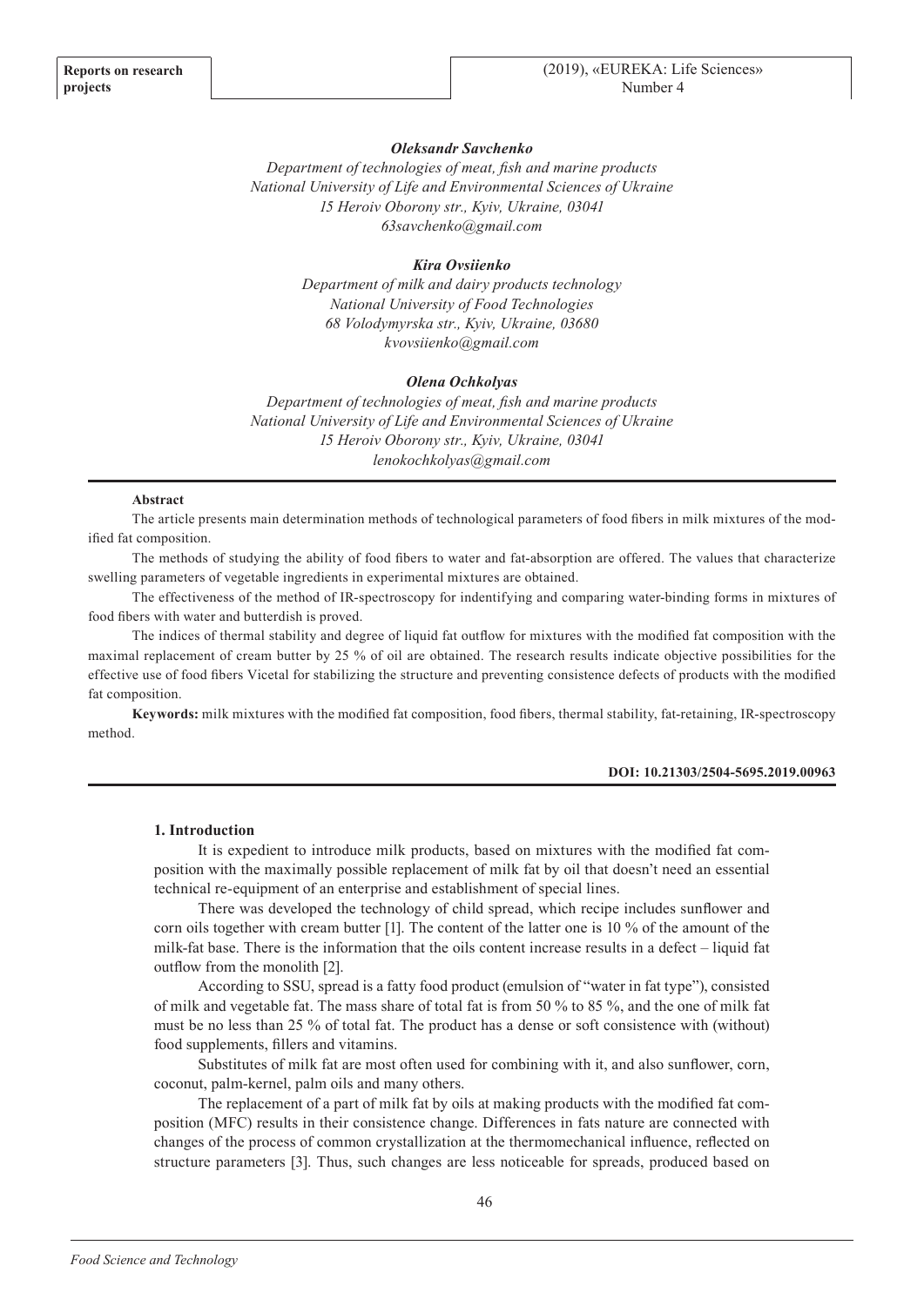***Oleksandr Savchenko***
*Department of technologies of meat, fish and marine products*
*National University of Life and Environmental Sciences of Ukraine*
*15 Heroiv Oborony str., Kyiv, Ukraine, 03041*
*63savchenko@gmail.com*

***Kira Ovsiienko***
*Department of milk and dairy products technology*
*National University of Food Technologies*
*68 Volodymyrska str., Kyiv, Ukraine, 03680*
*kvovsiienko@gmail.com*

***Olena Ochkolyas***
*Department of technologies of meat, fish and marine products*
*National University of Life and Environmental Sciences of Ukraine*
*15 Heroiv Oborony str., Kyiv, Ukraine, 03041*
*lenokochkolyas@gmail.com*

---

**Abstract**

The article presents main determination methods of technological parameters of food fibers in milk mixtures of the modified fat composition.

The methods of studying the ability of food fibers to water and fat-absorption are offered. The values that characterize swelling parameters of vegetable ingredients in experimental mixtures are obtained.

The effectiveness of the method of IR-spectroscopy for indentifying and comparing water-binding forms in mixtures of food fibers with water and butterdish is proved.

The indices of thermal stability and degree of liquid fat outflow for mixtures with the modified fat composition with the maximal replacement of cream butter by 25 % of oil are obtained. The research results indicate objective possibilities for the effective use of food fibers Vicetal for stabilizing the structure and preventing consistence defects of products with the modified fat composition.

**Keywords:** milk mixtures with the modified fat composition, food fibers, thermal stability, fat-retaining, IR-spectroscopy method.

**DOI: 10.21303/2504-5695.2019.00963**

---

## 1. Introduction

It is expedient to introduce milk products, based on mixtures with the modified fat composition with the maximally possible replacement of milk fat by oil that doesn't need an essential technical re-equipment of an enterprise and establishment of special lines.

There was developed the technology of child spread, which recipe includes sunflower and corn oils together with cream butter [1]. The content of the latter one is 10 % of the amount of the milk-fat base. There is the information that the oils content increase results in a defect – liquid fat outflow from the monolith [2].

According to SSU, spread is a fatty food product (emulsion of "water in fat type"), consisted of milk and vegetable fat. The mass share of total fat is from 50 % to 85 %, and the one of milk fat must be no less than 25 % of total fat. The product has a dense or soft consistence with (without) food supplements, fillers and vitamins.

Substitutes of milk fat are most often used for combining with it, and also sunflower, corn, coconut, palm-kernel, palm oils and many others.

The replacement of a part of milk fat by oils at making products with the modified fat composition (MFC) results in their consistence change. Differences in fats nature are connected with changes of the process of common crystallization at the thermomechanical influence, reflected on structure parameters [3]. Thus, such changes are less noticeable for spreads, produced based on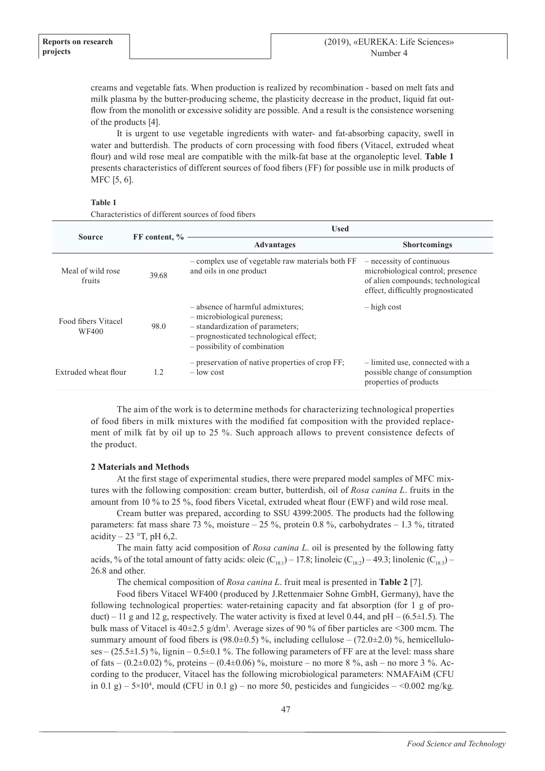creams and vegetable fats. When production is realized by recombination - based on melt fats and milk plasma by the butter-producing scheme, the plasticity decrease in the product, liquid fat outflow from the monolith or excessive solidity are possible. And a result is the consistence worsening of the products [4].

It is urgent to use vegetable ingredients with water- and fat-absorbing capacity, swell in water and butterdish. The products of corn processing with food fibers (Vitacel, extruded wheat flour) and wild rose meal are compatible with the milk-fat base at the organoleptic level. **Table 1** presents characteristics of different sources of food fibers (FF) for possible use in milk products of MFC [5, 6].

**Table 1**

Characteristics of different sources of food fibers

| Source | FF content, % | Used | |
|---|---|---|---|
| | | **Advantages** | **Shortcomings** |
| Meal of wild rose fruits | 39.68 | – complex use of vegetable raw materials both FF and oils in one product | – necessity of continuous microbiological control; presence of alien compounds; technological effect, difficultly prognosticated |
| Food fibers Vitacel WF400 | 98.0 | – absence of harmful admixtures; – microbiological pureness; – standardization of parameters; – prognosticated technological effect; – possibility of combination | – high cost |
| Extruded wheat flour | 1.2 | – preservation of native properties of crop FF; – low cost | – limited use, connected with a possible change of consumption properties of products |

The aim of the work is to determine methods for characterizing technological properties of food fibers in milk mixtures with the modified fat composition with the provided replacement of milk fat by oil up to 25 %. Such approach allows to prevent consistence defects of the product.

## 2 Materials and Methods

At the first stage of experimental studies, there were prepared model samples of MFC mixtures with the following composition: cream butter, butterdish, oil of *Rosa canina L*. fruits in the amount from 10 % to 25 %, food fibers Vicetal, extruded wheat flour (EWF) and wild rose meal.

Cream butter was prepared, according to SSU 4399:2005. The products had the following parameters: fat mass share 73 %, moisture – 25 %, protein 0.8 %, carbohydrates – 1.3 %, titrated acidity – 23 °T, pH 6,2.

The main fatty acid composition of *Rosa canina L*. oil is presented by the following fatty acids, % of the total amount of fatty acids: oleic ($C_{18:1}$) – 17.8; linoleic ($C_{18:2}$) – 49.3; linolenic ($C_{18:3}$) – 26.8 and other.

The chemical composition of *Rosa canina L*. fruit meal is presented in **Table 2** [7].

Food fibers Vitacel WF400 (produced by J.Rettenmaier Sohne GmbH, Germany), have the following technological properties: water-retaining capacity and fat absorption (for 1 g of product) – 11 g and 12 g, respectively. The water activity is fixed at level 0.44, and pH – (6.5±1.5). The bulk mass of Vitacel is 40±2.5 g/dm$^3$. Average sizes of 90 % of fiber particles are <300 mcm. The summary amount of food fibers is (98.0±0.5) %, including cellulose – (72.0±2.0) %, hemicelluloses – (25.5±1.5) %, lignin – 0.5±0.1 %. The following parameters of FF are at the level: mass share of fats – (0.2±0.02) %, proteins – (0.4±0.06) %, moisture – no more 8 %, ash – no more 3 %. According to the producer, Vitacel has the following microbiological parameters: NMAFAiM (CFU in 0.1 g) – $5\times10^4$, mould (CFU in 0.1 g) – no more 50, pesticides and fungicides – <0.002 mg/kg.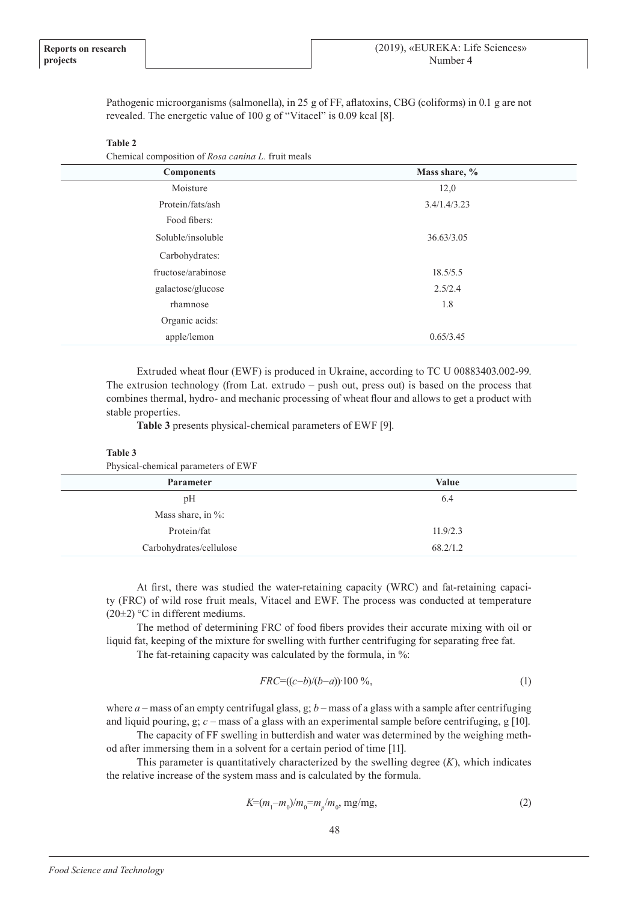Pathogenic microorganisms (salmonella), in 25 g of FF, aflatoxins, CBG (coliforms) in 0.1 g are not revealed. The energetic value of 100 g of "Vitacel" is 0.09 kcal [8].

**Table 2**

Chemical composition of *Rosa canina L*. fruit meals

| Components | Mass share, % |
|---|---|
| Moisture | 12,0 |
| Protein/fats/ash | 3.4/1.4/3.23 |
| Food fibers: | |
| Soluble/insoluble | 36.63/3.05 |
| Carbohydrates: | |
| fructose/arabinose | 18.5/5.5 |
| galactose/glucose | 2.5/2.4 |
| rhamnose | 1.8 |
| Organic acids: | |
| apple/lemon | 0.65/3.45 |

Extruded wheat flour (EWF) is produced in Ukraine, according to TC U 00883403.002-99. The extrusion technology (from Lat. extrudo – push out, press out) is based on the process that combines thermal, hydro- and mechanic processing of wheat flour and allows to get a product with stable properties.

**Table 3** presents physical-chemical parameters of EWF [9].

**Table 3**

Physical-chemical parameters of EWF

| Parameter | Value |
|---|---|
| pH | 6.4 |
| Mass share, in %: | |
| Protein/fat | 11.9/2.3 |
| Carbohydrates/cellulose | 68.2/1.2 |

At first, there was studied the water-retaining capacity (WRC) and fat-retaining capacity (FRC) of wild rose fruit meals, Vitacel and EWF. The process was conducted at temperature (20±2) °C in different mediums.

The method of determining FRC of food fibers provides their accurate mixing with oil or liquid fat, keeping of the mixture for swelling with further centrifuging for separating free fat.

The fat-retaining capacity was calculated by the formula, in %:

$$FRC=((c-b)/(b-a))\cdot 100\ \%, \tag{1}$$

where $a$ – mass of an empty centrifugal glass, g; $b$ – mass of a glass with a sample after centrifuging and liquid pouring, g; $c$ – mass of a glass with an experimental sample before centrifuging, g [10].

The capacity of FF swelling in butterdish and water was determined by the weighing method after immersing them in a solvent for a certain period of time [11].

This parameter is quantitatively characterized by the swelling degree ($K$), which indicates the relative increase of the system mass and is calculated by the formula.

$$K=(m_1-m_0)/m_0=m_p/m_0,\ \text{mg/mg}, \tag{2}$$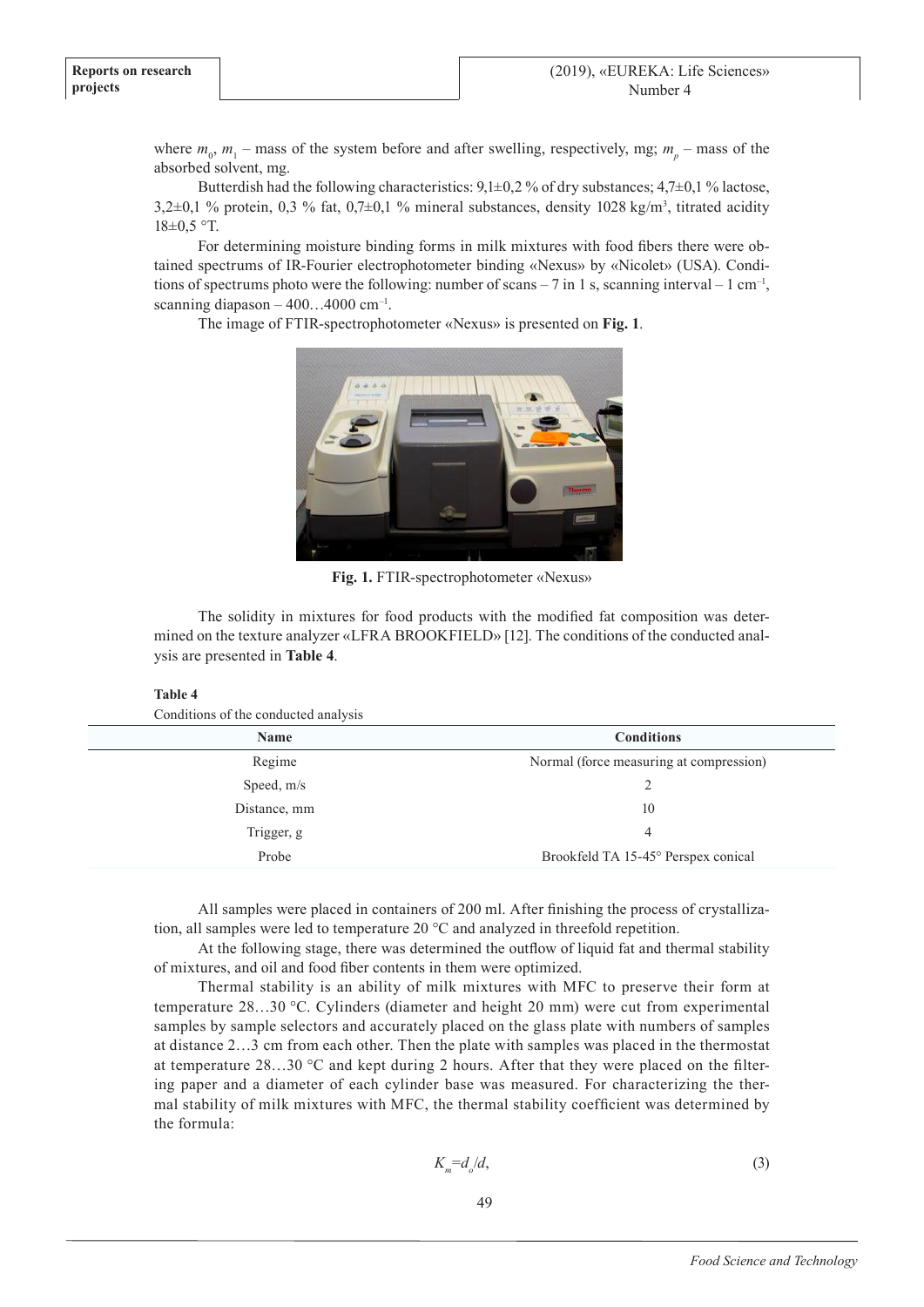where $m_0$, $m_1$ – mass of the system before and after swelling, respectively, mg; $m_p$ – mass of the absorbed solvent, mg.

Butterdish had the following characteristics: 9,1±0,2 % of dry substances; 4,7±0,1 % lactose, 3,2±0,1 % protein, 0,3 % fat, 0,7±0,1 % mineral substances, density 1028 kg/m$^3$, titrated acidity 18±0,5 °T.

For determining moisture binding forms in milk mixtures with food fibers there were obtained spectrums of IR-Fourier electrophotometer binding «Nexus» by «Nicolet» (USA). Conditions of spectrums photo were the following: number of scans – 7 in 1 s, scanning interval – 1 cm$^{-1}$, scanning diapason – 400…4000 cm$^{-1}$.

The image of FTIR-spectrophotometer «Nexus» is presented on **Fig. 1**.

**Fig. 1.** FTIR-spectrophotometer «Nexus»

The solidity in mixtures for food products with the modified fat composition was determined on the texture analyzer «LFRA BROOKFIELD» [12]. The conditions of the conducted analysis are presented in **Table 4**.

**Table 4**

Conditions of the conducted analysis

| Name | Conditions |
|---|---|
| Regime | Normal (force measuring at compression) |
| Speed, m/s | 2 |
| Distance, mm | 10 |
| Trigger, g | 4 |
| Probe | Brookfeld TA 15-45° Perspex conical |

All samples were placed in containers of 200 ml. After finishing the process of crystallization, all samples were led to temperature 20 °C and analyzed in threefold repetition.

At the following stage, there was determined the outflow of liquid fat and thermal stability of mixtures, and oil and food fiber contents in them were optimized.

Thermal stability is an ability of milk mixtures with MFC to preserve their form at temperature 28…30 °C. Cylinders (diameter and height 20 mm) were cut from experimental samples by sample selectors and accurately placed on the glass plate with numbers of samples at distance 2…3 cm from each other. Then the plate with samples was placed in the thermostat at temperature 28…30 °C and kept during 2 hours. After that they were placed on the filtering paper and a diameter of each cylinder base was measured. For characterizing the thermal stability of milk mixtures with MFC, the thermal stability coefficient was determined by the formula:

$$K_m = d_o/d, \tag{3}$$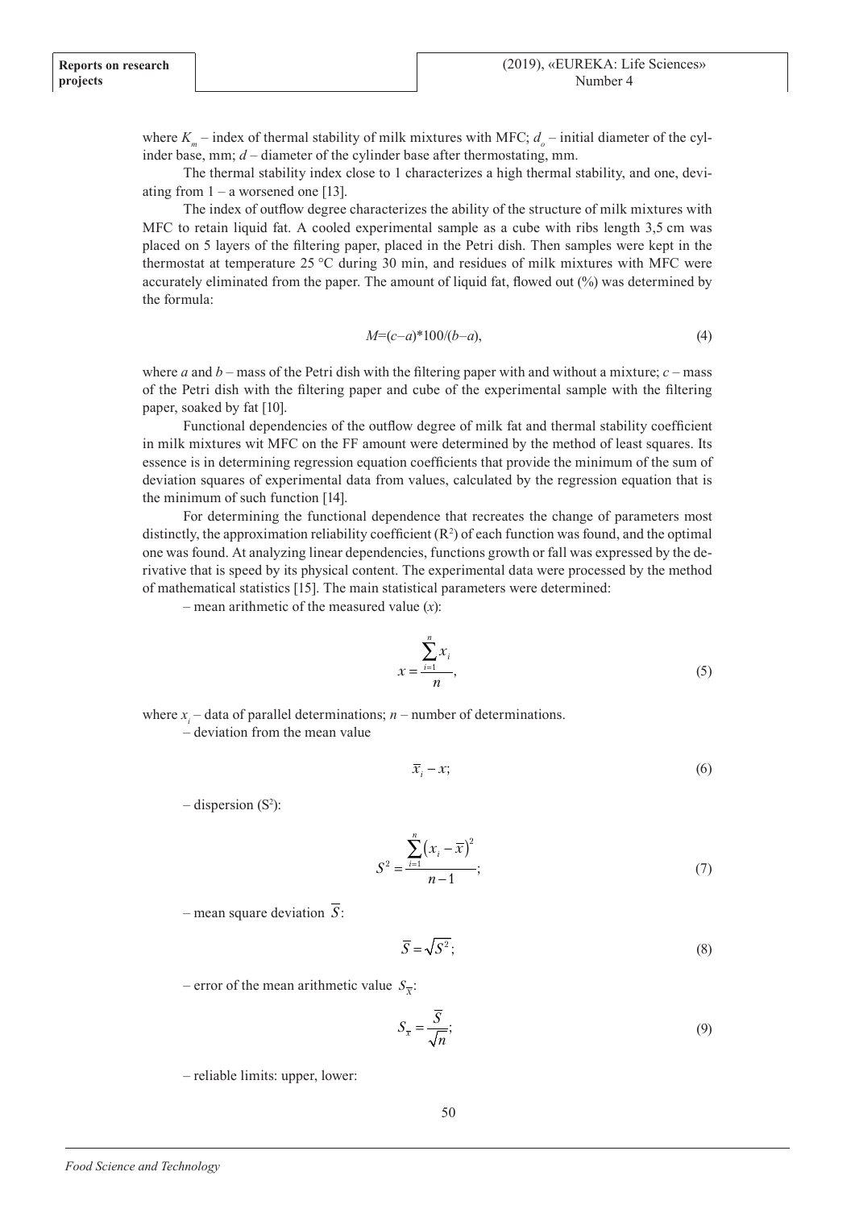where $K_m$ – index of thermal stability of milk mixtures with MFC; $d_o$ – initial diameter of the cylinder base, mm; $d$ – diameter of the cylinder base after thermostating, mm.

The thermal stability index close to 1 characterizes a high thermal stability, and one, deviating from 1 – a worsened one [13].

The index of outflow degree characterizes the ability of the structure of milk mixtures with MFC to retain liquid fat. A cooled experimental sample as a cube with ribs length 3,5 cm was placed on 5 layers of the filtering paper, placed in the Petri dish. Then samples were kept in the thermostat at temperature 25 °C during 30 min, and residues of milk mixtures with MFC were accurately eliminated from the paper. The amount of liquid fat, flowed out (%) was determined by the formula:

$$M=(c-a)*100/(b-a), \tag{4}$$

where $a$ and $b$ – mass of the Petri dish with the filtering paper with and without a mixture; $c$ – mass of the Petri dish with the filtering paper and cube of the experimental sample with the filtering paper, soaked by fat [10].

Functional dependencies of the outflow degree of milk fat and thermal stability coefficient in milk mixtures wit MFC on the FF amount were determined by the method of least squares. Its essence is in determining regression equation coefficients that provide the minimum of the sum of deviation squares of experimental data from values, calculated by the regression equation that is the minimum of such function [14].

For determining the functional dependence that recreates the change of parameters most distinctly, the approximation reliability coefficient ($R^2$) of each function was found, and the optimal one was found. At analyzing linear dependencies, functions growth or fall was expressed by the derivative that is speed by its physical content. The experimental data were processed by the method of mathematical statistics [15]. The main statistical parameters were determined:

– mean arithmetic of the measured value ($x$):

$$x=\frac{\sum_{i=1}^{n} x_i}{n}, \tag{5}$$

where $x_i$ – data of parallel determinations; $n$ – number of determinations.

– deviation from the mean value

$$\overline{x}_i - x; \tag{6}$$

– dispersion ($S^2$):

$$S^2=\frac{\sum_{i=1}^{n}\left(x_i-\overline{x}\right)^2}{n-1}; \tag{7}$$

– mean square deviation $\overline{S}$:

$$\overline{S}=\sqrt{S^2}; \tag{8}$$

– error of the mean arithmetic value $S_{\overline{x}}$:

$$S_{\overline{x}}=\frac{\overline{S}}{\sqrt{n}}; \tag{9}$$

– reliable limits: upper, lower: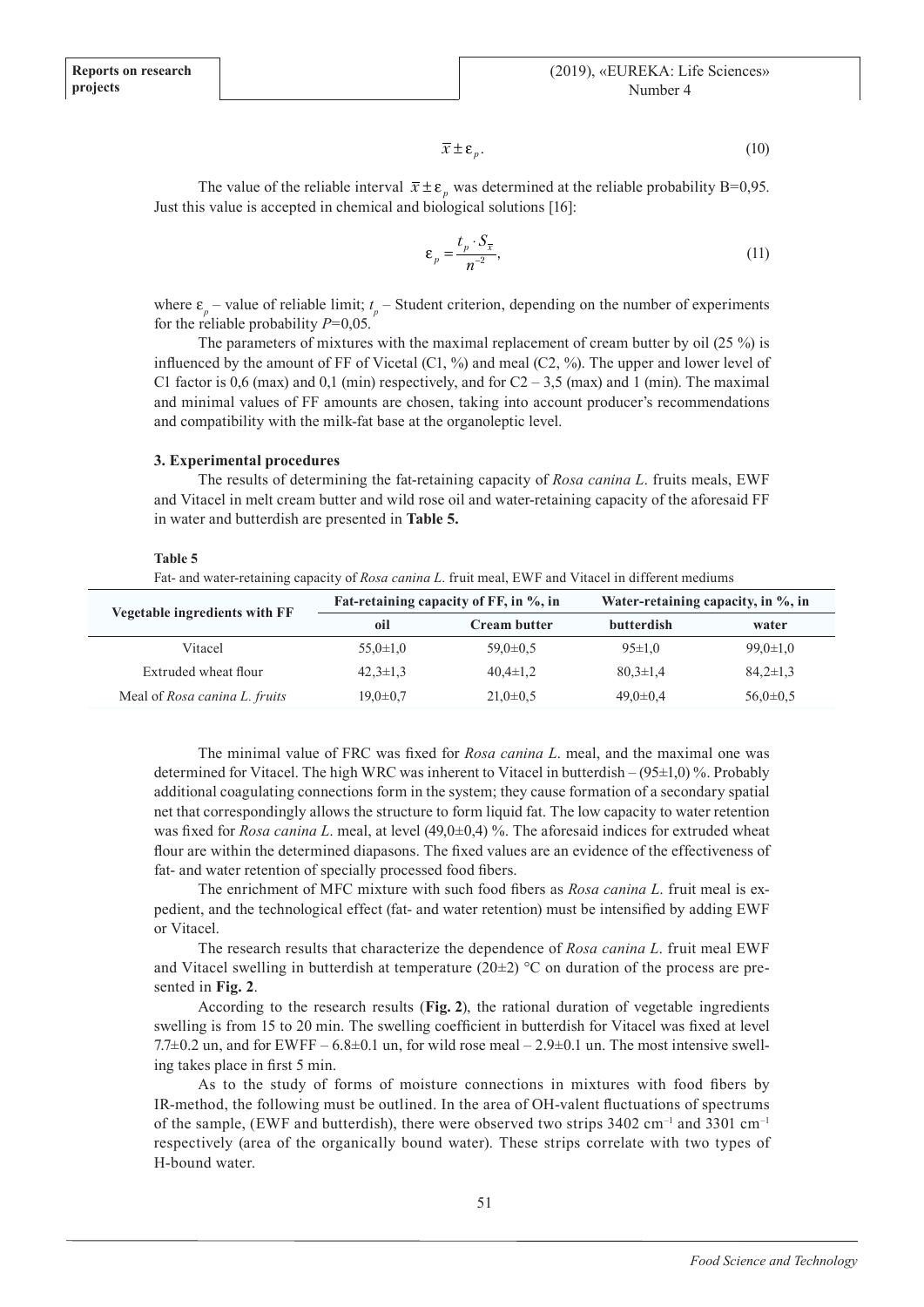$$\overline{x} \pm \varepsilon_p. \tag{10}$$

The value of the reliable interval $\overline{x} \pm \varepsilon_p$ was determined at the reliable probability B=0,95. Just this value is accepted in chemical and biological solutions [16]:

$$\varepsilon_p = \frac{t_p \cdot S_{\overline{x}}}{n^{-2}}, \tag{11}$$

where $\varepsilon_p$ – value of reliable limit; $t_p$ – Student criterion, depending on the number of experiments for the reliable probability $P$=0,05.

The parameters of mixtures with the maximal replacement of cream butter by oil (25 %) is influenced by the amount of FF of Vicetal (C1, %) and meal (C2, %). The upper and lower level of C1 factor is 0,6 (max) and 0,1 (min) respectively, and for C2 – 3,5 (max) and 1 (min). The maximal and minimal values of FF amounts are chosen, taking into account producer's recommendations and compatibility with the milk-fat base at the organoleptic level.

### 3. Experimental procedures

The results of determining the fat-retaining capacity of *Rosa canina L*. fruits meals, EWF and Vitacel in melt cream butter and wild rose oil and water-retaining capacity of the aforesaid FF in water and butterdish are presented in **Table 5.**

**Table 5**

Fat- and water-retaining capacity of *Rosa canina L*. fruit meal, EWF and Vitacel in different mediums

| Vegetable ingredients with FF | Fat-retaining capacity of FF, in %, in | | Water-retaining capacity, in %, in | |
|---|---|---|---|---|
| | oil | Cream butter | butterdish | water |
| Vitacel | 55,0±1,0 | 59,0±0,5 | 95±1,0 | 99,0±1,0 |
| Extruded wheat flour | 42,3±1,3 | 40,4±1,2 | 80,3±1,4 | 84,2±1,3 |
| Meal of *Rosa canina L. fruits* | 19,0±0,7 | 21,0±0,5 | 49,0±0,4 | 56,0±0,5 |

The minimal value of FRC was fixed for *Rosa canina L*. meal, and the maximal one was determined for Vitacel. The high WRC was inherent to Vitacel in butterdish – (95±1,0) %. Probably additional coagulating connections form in the system; they cause formation of a secondary spatial net that correspondingly allows the structure to form liquid fat. The low capacity to water retention was fixed for *Rosa canina L*. meal, at level (49,0±0,4) %. The aforesaid indices for extruded wheat flour are within the determined diapasons. The fixed values are an evidence of the effectiveness of fat- and water retention of specially processed food fibers.

The enrichment of MFC mixture with such food fibers as *Rosa canina L*. fruit meal is expedient, and the technological effect (fat- and water retention) must be intensified by adding EWF or Vitacel.

The research results that characterize the dependence of *Rosa canina L*. fruit meal EWF and Vitacel swelling in butterdish at temperature (20±2) °C on duration of the process are presented in **Fig. 2**.

According to the research results (**Fig. 2**), the rational duration of vegetable ingredients swelling is from 15 to 20 min. The swelling coefficient in butterdish for Vitacel was fixed at level 7.7±0.2 un, and for EWFF – 6.8±0.1 un, for wild rose meal – 2.9±0.1 un. The most intensive swelling takes place in first 5 min.

As to the study of forms of moisture connections in mixtures with food fibers by IR-method, the following must be outlined. In the area of OH-valent fluctuations of spectrums of the sample, (EWF and butterdish), there were observed two strips 3402 $cm^{-1}$ and 3301 $cm^{-1}$ respectively (area of the organically bound water). These strips correlate with two types of H-bound water.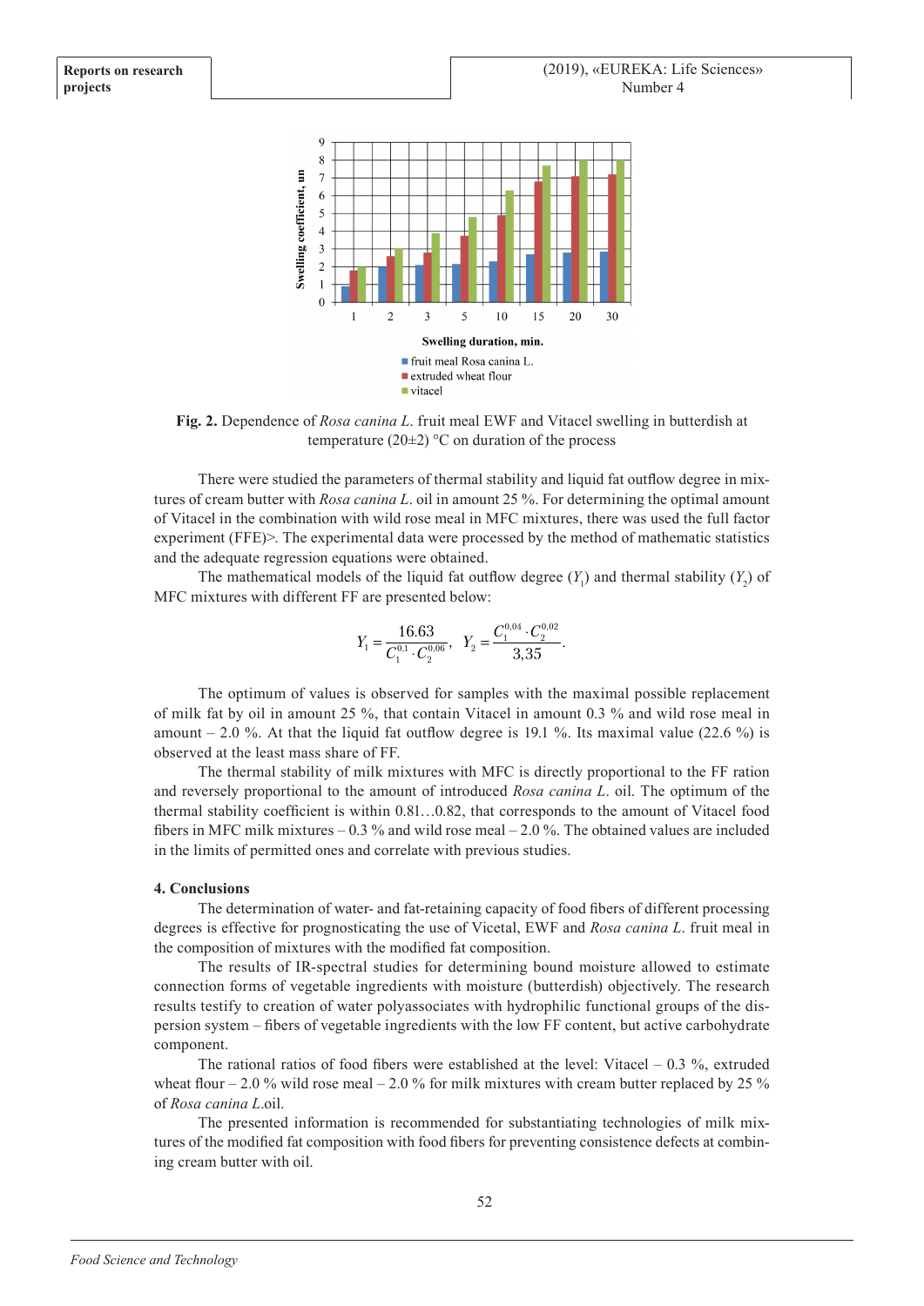**Fig. 2.** Dependence of *Rosa canina L.* fruit meal EWF and Vitacel swelling in butterdish at temperature (20±2) °C on duration of the process

There were studied the parameters of thermal stability and liquid fat outflow degree in mixtures of cream butter with *Rosa canina L.* oil in amount 25 %. For determining the optimal amount of Vitacel in the combination with wild rose meal in MFC mixtures, there was used the full factor experiment (FFE)>. The experimental data were processed by the method of mathematic statistics and the adequate regression equations were obtained.

The mathematical models of the liquid fat outflow degree ($Y_1$) and thermal stability ($Y_2$) of MFC mixtures with different FF are presented below:

$$Y_1 = \frac{16.63}{C_1^{0,1} \cdot C_2^{0,06}}, \quad Y_2 = \frac{C_1^{0,04} \cdot C_2^{0,02}}{3,35}.$$

The optimum of values is observed for samples with the maximal possible replacement of milk fat by oil in amount 25 %, that contain Vitacel in amount 0.3 % and wild rose meal in amount – 2.0 %. At that the liquid fat outflow degree is 19.1 %. Its maximal value (22.6 %) is observed at the least mass share of FF.

The thermal stability of milk mixtures with MFC is directly proportional to the FF ration and reversely proportional to the amount of introduced *Rosa canina L.* oil. The optimum of the thermal stability coefficient is within 0.81…0.82, that corresponds to the amount of Vitacel food fibers in MFC milk mixtures – 0.3 % and wild rose meal – 2.0 %. The obtained values are included in the limits of permitted ones and correlate with previous studies.

### 4. Conclusions

The determination of water- and fat-retaining capacity of food fibers of different processing degrees is effective for prognosticating the use of Vicetal, EWF and *Rosa canina L.* fruit meal in the composition of mixtures with the modified fat composition.

The results of IR-spectral studies for determining bound moisture allowed to estimate connection forms of vegetable ingredients with moisture (butterdish) objectively. The research results testify to creation of water polyassociates with hydrophilic functional groups of the dispersion system – fibers of vegetable ingredients with the low FF content, but active carbohydrate component.

The rational ratios of food fibers were established at the level: Vitacel – 0.3 %, extruded wheat flour – 2.0 % wild rose meal – 2.0 % for milk mixtures with cream butter replaced by 25 % of *Rosa canina L.*oil.

The presented information is recommended for substantiating technologies of milk mixtures of the modified fat composition with food fibers for preventing consistence defects at combining cream butter with oil.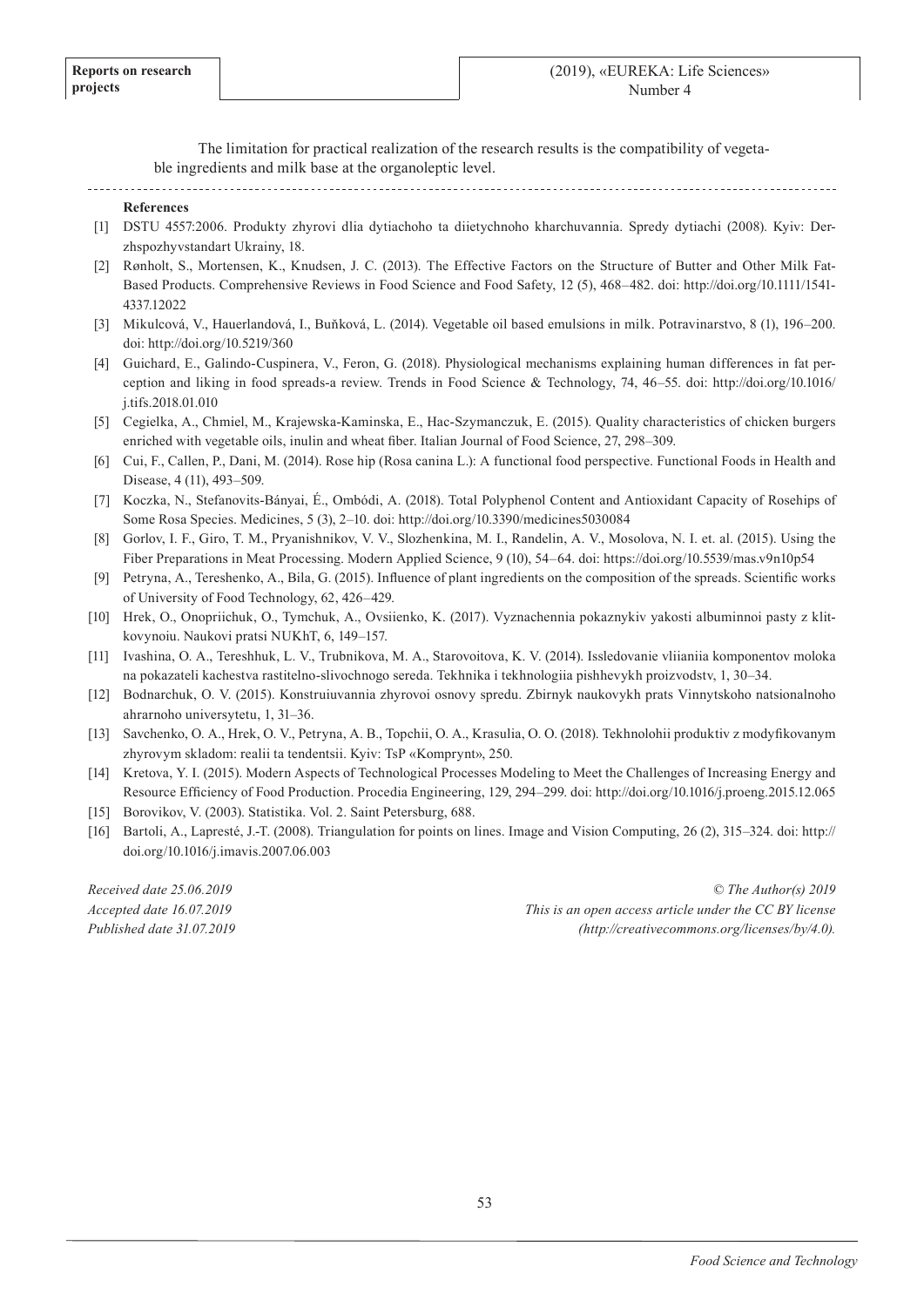The limitation for practical realization of the research results is the compatibility of vegetable ingredients and milk base at the organoleptic level.

**References**

[1] DSTU 4557:2006. Produkty zhyrovi dlia dytiachoho ta diietychnoho kharchuvannia. Spredy dytiachi (2008). Kyiv: Derzhspozhyvstandart Ukrainy, 18.

[2] Rønholt, S., Mortensen, K., Knudsen, J. C. (2013). The Effective Factors on the Structure of Butter and Other Milk Fat-Based Products. Comprehensive Reviews in Food Science and Food Safety, 12 (5), 468–482. doi: http://doi.org/10.1111/1541-4337.12022

[3] Mikulcová, V., Hauerlandová, I., Buňková, L. (2014). Vegetable oil based emulsions in milk. Potravinarstvo, 8 (1), 196–200. doi: http://doi.org/10.5219/360

[4] Guichard, E., Galindo-Cuspinera, V., Feron, G. (2018). Physiological mechanisms explaining human differences in fat perception and liking in food spreads-a review. Trends in Food Science & Technology, 74, 46–55. doi: http://doi.org/10.1016/j.tifs.2018.01.010

[5] Cegielka, A., Chmiel, M., Krajewska-Kaminska, E., Hac-Szymanczuk, E. (2015). Quality characteristics of chicken burgers enriched with vegetable oils, inulin and wheat fiber. Italian Journal of Food Science, 27, 298–309.

[6] Cui, F., Callen, P., Dani, M. (2014). Rose hip (Rosa canina L.): A functional food perspective. Functional Foods in Health and Disease, 4 (11), 493–509.

[7] Koczka, N., Stefanovits-Bányai, É., Ombódi, A. (2018). Total Polyphenol Content and Antioxidant Capacity of Rosehips of Some Rosa Species. Medicines, 5 (3), 2–10. doi: http://doi.org/10.3390/medicines5030084

[8] Gorlov, I. F., Giro, T. M., Pryanishnikov, V. V., Slozhenkina, M. I., Randelin, A. V., Mosolova, N. I. et. al. (2015). Using the Fiber Preparations in Meat Processing. Modern Applied Science, 9 (10), 54–64. doi: https://doi.org/10.5539/mas.v9n10p54

[9] Petryna, A., Tereshenko, A., Bila, G. (2015). Influence of plant ingredients on the composition of the spreads. Scientific works of University of Food Technology, 62, 426–429.

[10] Hrek, O., Onopriichuk, O., Tymchuk, A., Ovsiienko, K. (2017). Vyznachennia pokaznykiv yakosti albuminnoi pasty z klitkovynoiu. Naukovi pratsi NUKhT, 6, 149–157.

[11] Ivashina, O. A., Tereshhuk, L. V., Trubnikova, M. A., Starovoitova, K. V. (2014). Issledovanie vliianiia komponentov moloka na pokazateli kachestva rastitelno-slivochnogo sereda. Tekhnika i tekhnologiia pishhevykh proizvodstv, 1, 30–34.

[12] Bodnarchuk, O. V. (2015). Konstruiuvannia zhyrovoi osnovy spredu. Zbirnyk naukovykh prats Vinnytskoho natsionalnoho ahrarnoho universytetu, 1, 31–36.

[13] Savchenko, O. A., Hrek, O. V., Petryna, A. B., Topchii, O. A., Krasulia, O. O. (2018). Tekhnolohii produktiv z modyfikovanym zhyrovym skladom: realii ta tendentsii. Kyiv: TsP «Komprynt», 250.

[14] Kretova, Y. I. (2015). Modern Aspects of Technological Processes Modeling to Meet the Challenges of Increasing Energy and Resource Efficiency of Food Production. Procedia Engineering, 129, 294–299. doi: http://doi.org/10.1016/j.proeng.2015.12.065

[15] Borovikov, V. (2003). Statistika. Vol. 2. Saint Petersburg, 688.

[16] Bartoli, A., Lapresté, J.-T. (2008). Triangulation for points on lines. Image and Vision Computing, 26 (2), 315–324. doi: http://doi.org/10.1016/j.imavis.2007.06.003

*Received date 25.06.2019*
*Accepted date 16.07.2019*
*Published date 31.07.2019*

*© The Author(s) 2019*
*This is an open access article under the CC BY license (http://creativecommons.org/licenses/by/4.0).*